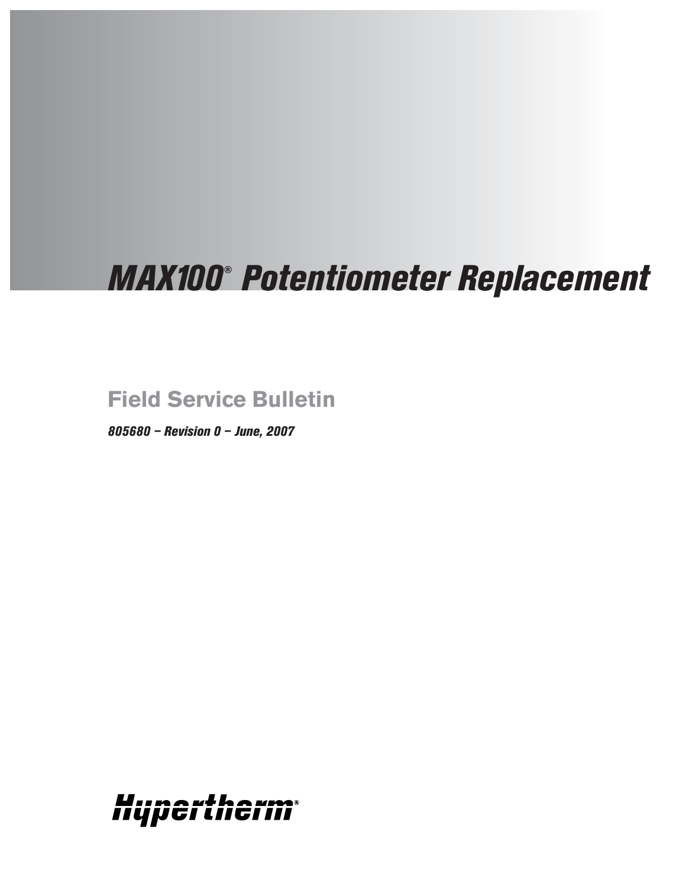# *MAX100® Potentiometer Replacement*

## Field Service Bulletin

***805680 – Revision 0 – June, 2007***

***Hypertherm®***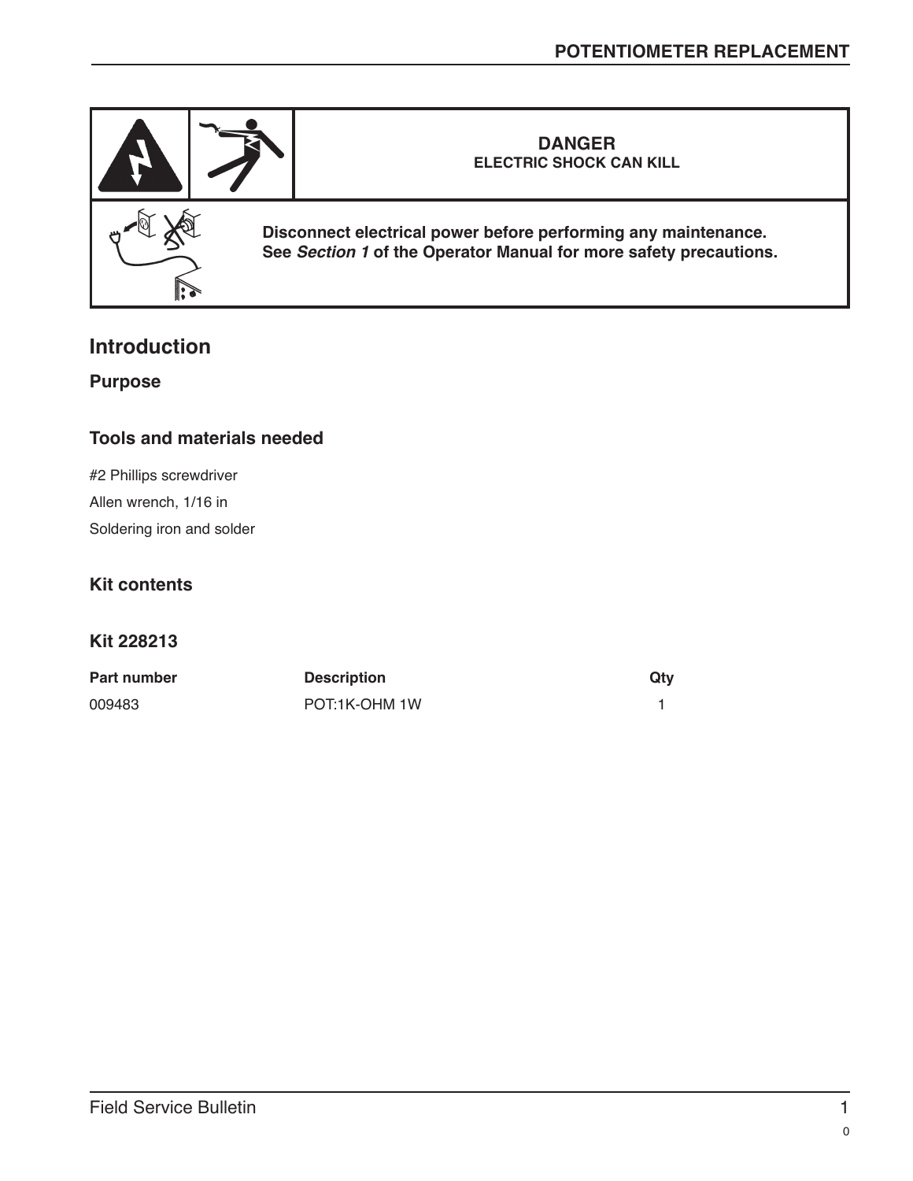| | | DANGER<br>ELECTRIC SHOCK CAN KILL |
|---|---|---|
| | | **Disconnect electrical power before performing any maintenance.**<br>**See *Section 1* of the Operator Manual for more safety precautions.** |

## Introduction

### Purpose

### Tools and materials needed

#2 Phillips screwdriver

Allen wrench, 1/16 in

Soldering iron and solder

### Kit contents

### Kit 228213

| Part number | Description | Qty |
|---|---|---|
| 009483 | POT:1K-OHM 1W | 1 |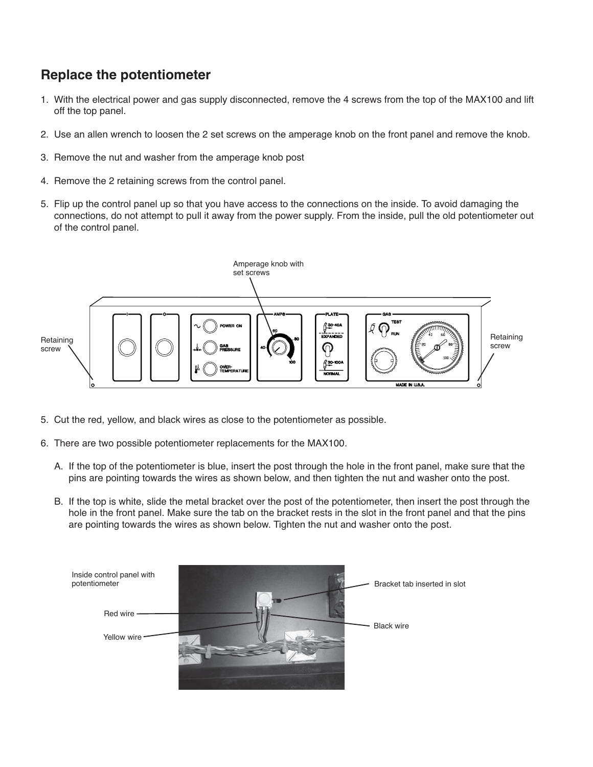## Replace the potentiometer

1. With the electrical power and gas supply disconnected, remove the 4 screws from the top of the MAX100 and lift off the top panel.

2. Use an allen wrench to loosen the 2 set screws on the amperage knob on the front panel and remove the knob.

3. Remove the nut and washer from the amperage knob post

4. Remove the 2 retaining screws from the control panel.

5. Flip up the control panel up so that you have access to the connections on the inside. To avoid damaging the connections, do not attempt to pull it away from the power supply. From the inside, pull the old potentiometer out of the control panel.

5. Cut the red, yellow, and black wires as close to the potentiometer as possible.

6. There are two possible potentiometer replacements for the MAX100.

   A. If the top of the potentiometer is blue, insert the post through the hole in the front panel, make sure that the pins are pointing towards the wires as shown below, and then tighten the nut and washer onto the post.

   B. If the top is white, slide the metal bracket over the post of the potentiometer, then insert the post through the hole in the front panel. Make sure the tab on the bracket rests in the slot in the front panel and that the pins are pointing towards the wires as shown below. Tighten the nut and washer onto the post.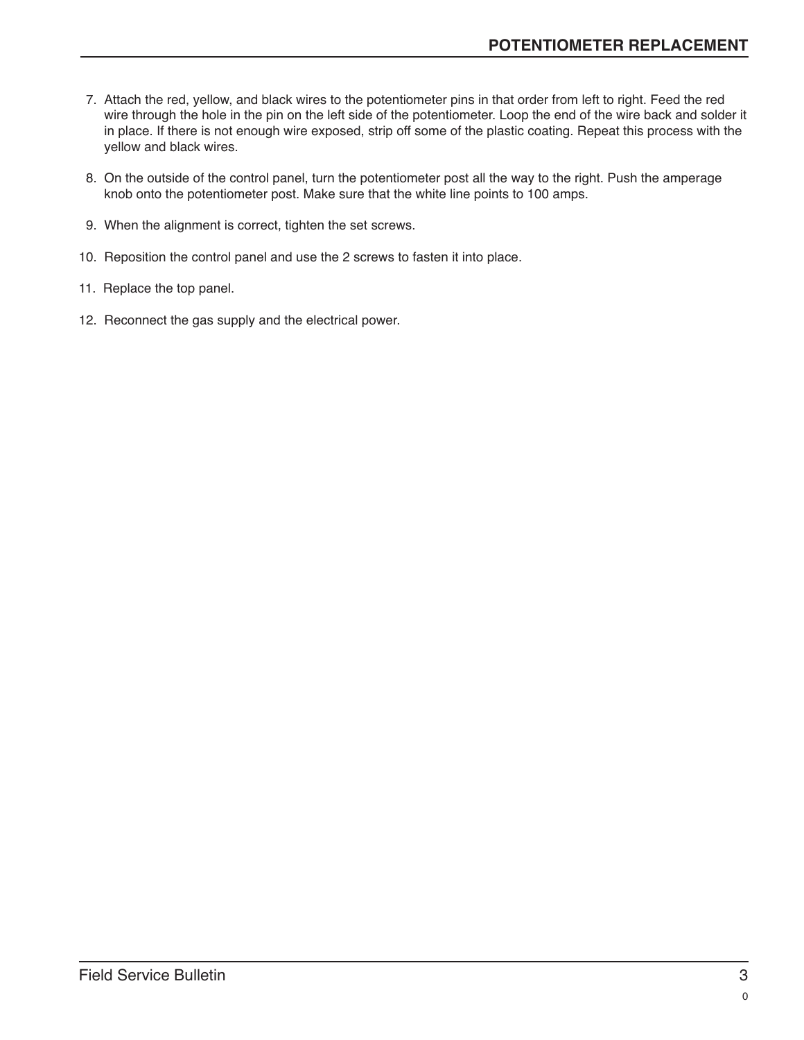7. Attach the red, yellow, and black wires to the potentiometer pins in that order from left to right. Feed the red wire through the hole in the pin on the left side of the potentiometer. Loop the end of the wire back and solder it in place. If there is not enough wire exposed, strip off some of the plastic coating. Repeat this process with the yellow and black wires.

8. On the outside of the control panel, turn the potentiometer post all the way to the right. Push the amperage knob onto the potentiometer post. Make sure that the white line points to 100 amps.

9. When the alignment is correct, tighten the set screws.

10. Reposition the control panel and use the 2 screws to fasten it into place.

11. Replace the top panel.

12. Reconnect the gas supply and the electrical power.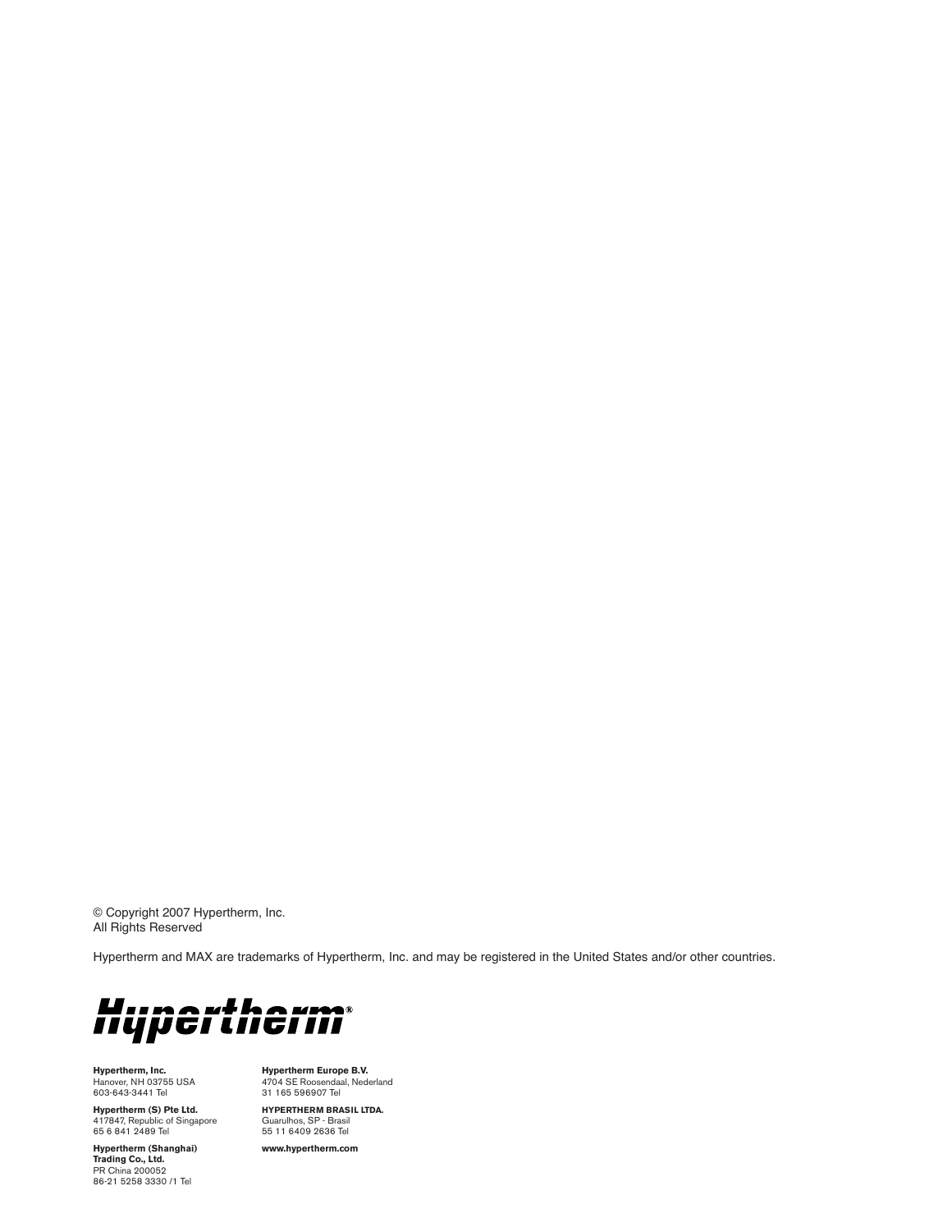© Copyright 2007 Hypertherm, Inc.
All Rights Reserved

Hypertherm and MAX are trademarks of Hypertherm, Inc. and may be registered in the United States and/or other countries.

Hypertherm®

**Hypertherm, Inc.**
Hanover, NH 03755 USA
603-643-3441 Tel

**Hypertherm (S) Pte Ltd.**
417847, Republic of Singapore
65 6 841 2489 Tel

**Hypertherm (Shanghai) Trading Co., Ltd.**
PR China 200052
86-21 5258 3330 /1 Tel

**Hypertherm Europe B.V.**
4704 SE Roosendaal, Nederland
31 165 596907 Tel

**HYPERTHERM BRASIL LTDA.**
Guarulhos, SP - Brasil
55 11 6409 2636 Tel

**www.hypertherm.com**